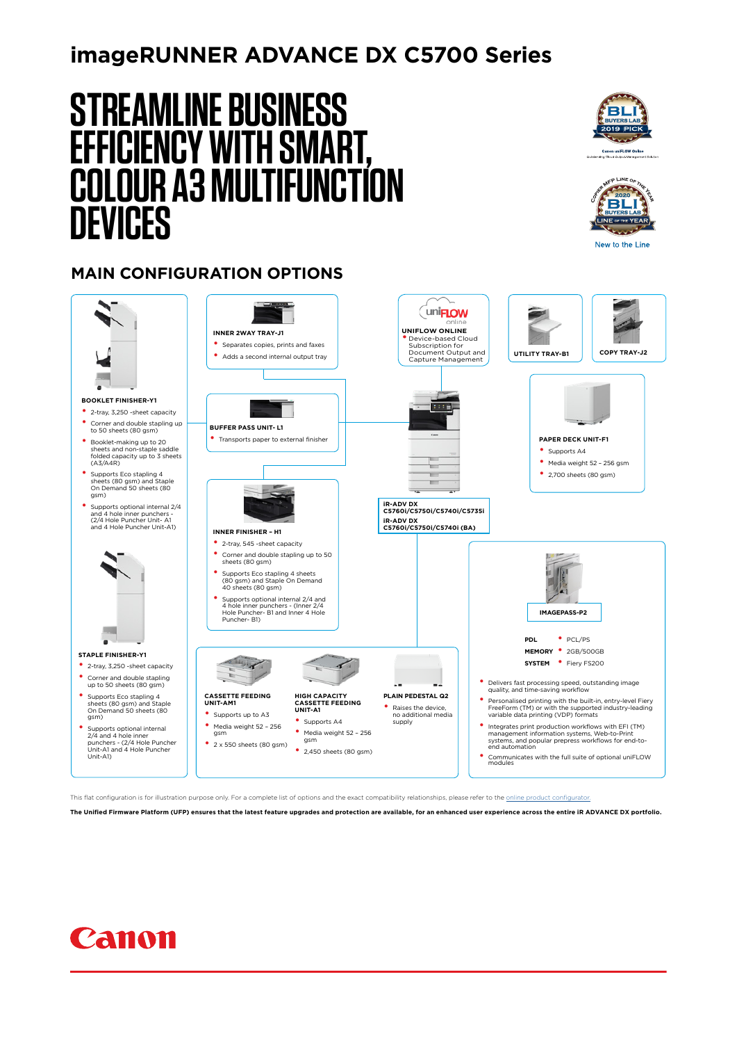# imageRUNNER ADVANCE DX C5700 Series

# STREAMLINE BUSINESS EFFICIENCY WITH SMART, COLOUR A3 MULTIFUNCTION DEVICES

BLI BUYERS LAB 2019 PICK
Canon uniFLOW Online
Outstanding Cloud Output Management Solution

COPIER MFP LINE OF THE YEAR
2020 BLI BUYERS LAB LINE OF THE YEAR
New to the Line

## MAIN CONFIGURATION OPTIONS

**BOOKLET FINISHER-Y1**
- 2-tray, 3,250 -sheet capacity
- Corner and double stapling up to 50 sheets (80 gsm)
- Booklet-making up to 20 sheets and non-staple saddle folded capacity up to 3 sheets (A3/A4R)
- Supports Eco stapling 4 sheets (80 gsm) and Staple On Demand 50 sheets (80 gsm)
- Supports optional internal 2/4 and 4 hole inner punchers - (2/4 Hole Puncher Unit- A1 and 4 Hole Puncher Unit-A1)

**STAPLE FINISHER-Y1**
- 2-tray, 3,250 -sheet capacity
- Corner and double stapling up to 50 sheets (80 gsm)
- Supports Eco stapling 4 sheets (80 gsm) and Staple On Demand 50 sheets (80 gsm)
- Supports optional internal 2/4 and 4 hole inner punchers - (2/4 Hole Puncher Unit-A1 and 4 Hole Puncher Unit-A1)

**INNER 2WAY TRAY-J1**
- Separates copies, prints and faxes
- Adds a second internal output tray

**BUFFER PASS UNIT- L1**
- Transports paper to external finisher

**INNER FINISHER – H1**
- 2-tray, 545 -sheet capacity
- Corner and double stapling up to 50 sheets (80 gsm)
- Supports Eco stapling 4 sheets (80 gsm) and Staple On Demand 40 sheets (80 gsm)
- Supports optional internal 2/4 and 4 hole inner punchers - (Inner 2/4 Hole Puncher- B1 and Inner 4 Hole Puncher- B1)

**UNIFLOW ONLINE**
- Device-based Cloud Subscription for Document Output and Capture Management

**UTILITY TRAY-B1**

**COPY TRAY-J2**

**iR-ADV DX C5760i/C5750i/C5740i/C5735i**
**iR-ADV DX C5760i/C5750i/C5740i (BA)**

**PAPER DECK UNIT-F1**
- Supports A4
- Media weight 52 – 256 gsm
- 2,700 sheets (80 gsm)

**IMAGEPASS-P2**

| | |
|---|---|
| **PDL** | PCL/PS |
| **MEMORY** | 2GB/500GB |
| **SYSTEM** | Fiery FS200 |

- Delivers fast processing speed, outstanding image quality, and time-saving workflow
- Personalised printing with the built-in, entry-level Fiery FreeForm (TM) or with the supported industry-leading variable data printing (VDP) formats
- Integrates print production workflows with EFI (TM) management information systems, Web-to-Print systems, and popular prepress workflows for end-to-end automation
- Communicates with the full suite of optional uniFLOW modules

**CASSETTE FEEDING UNIT-AM1**
- Supports up to A3
- Media weight 52 – 256 gsm
- 2 x 550 sheets (80 gsm)

**HIGH CAPACITY CASSETTE FEEDING UNIT-A1**
- Supports A4
- Media weight 52 – 256 gsm
- 2,450 sheets (80 gsm)

**PLAIN PEDESTAL Q2**
- Raises the device, no additional media supply

This flat configuration is for illustration purpose only. For a complete list of options and the exact compatibility relationships, please refer to the online product configurator.

**The Unified Firmware Platform (UFP) ensures that the latest feature upgrades and protection are available, for an enhanced user experience across the entire iR ADVANCE DX portfolio.**

Canon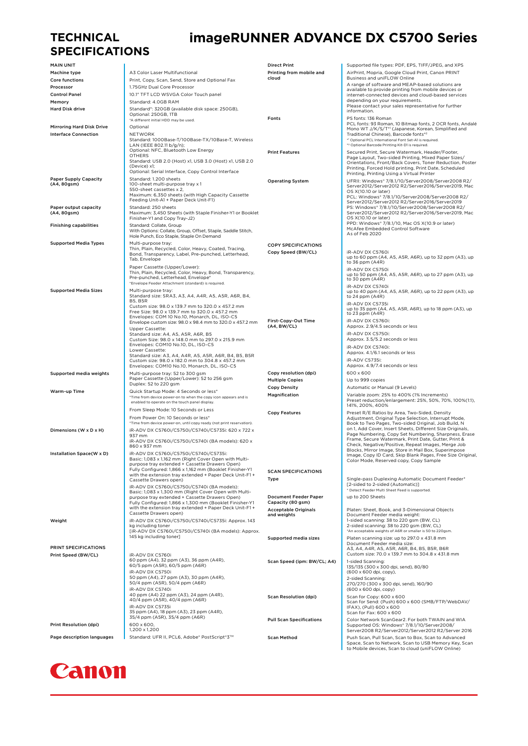# TECHNICAL SPECIFICATIONS

# imageRUNNER ADVANCE DX C5700 Series

### MAIN UNIT

| | |
|---|---|
| **Machine type** | A3 Color Laser Multifunctional |
| **Core functions** | Print, Copy, Scan, Send, Store and Optional Fax |
| **Processor** | 1.75GHz Dual Core Processor |
| **Control Panel** | 10.1" TFT LCD WSVGA Color Touch panel |
| **Memory** | Standard: 4.0GB RAM |
| **Hard Disk drive** | Standard*: 320GB (available disk space: 250GB), Optional: 250GB, 1TB<br>*A different initial HDD may be used. |
| **Mirroring Hard Disk Drive** | Optional |
| **Interface Connection** | NETWORK<br>Standard: 1000Base-T/100Base-TX/10Base-T, Wireless LAN (IEEE 802.11 b/g/n);<br>Optional: NFC, Bluetooth Low Energy<br>OTHERS<br>Standard: USB 2.0 (Host) x1, USB 3.0 (Host) x1, USB 2.0 (Device) x1;<br>Optional: Serial Interface, Copy Control Interface |
| **Paper Supply Capacity (A4, 80gsm)** | Standard: 1,200 sheets<br>100-sheet multi-purpose tray x 1<br>550-sheet cassettes x 2,<br>Maximum: 6,350 sheets (with High Capacity Cassette Feeding Unit-A1 + Paper Deck Unit-F1) |
| **Paper output capacity (A4, 80gsm)** | Standard: 250 sheets<br>Maximum: 3,450 Sheets (with Staple Finisher-Y1 or Booklet Finisher-Y1 and Copy Tray-J2) |
| **Finishing capabilities** | Standard: Collate, Group<br>With Options: Collate, Group, Offset, Staple, Saddle Stitch, Hole Punch, Eco Staple, Staple On Demand |
| **Supported Media Types** | Multi-purpose tray:<br>Thin, Plain, Recycled, Color, Heavy, Coated, Tracing, Bond, Transparency, Label, Pre-punched, Letterhead, Tab, Envelope<br>Paper Cassette (Upper/Lower):<br>Thin, Plain, Recycled, Color, Heavy, Bond, Transparency, Pre-punched, Letterhead, Envelope*<br>*Envelope Feeder Attachment (standard) is required. |
| **Supported Media Sizes** | Multi-purpose tray:<br>Standard size: SRA3, A3, A4, A4R, A5, A5R, A6R, B4, B5, B5R<br>Custom size: 98.0 x 139.7 mm to 320.0 x 457.2 mm<br>Free Size: 98.0 x 139.7 mm to 320.0 x 457.2 mm<br>Envelopes: COM 10 No.10, Monarch, DL, ISO-C5<br>Envelope custom size: 98.0 x 98.4 mm to 320.0 x 457.2 mm<br>Upper Cassette:<br>Standard size: A4, A5, A5R, A6R, B5<br>Custom Size: 98.0 x 148.0 mm to 297.0 x 215.9 mm<br>Envelopes: COM10 No.10, DL, ISO-C5<br>Lower Cassette:<br>Standard size: A3, A4, A4R, A5, A5R, A6R, B4, B5, B5R<br>Custom size: 98.0 x 182.0 mm to 304.8 x 457.2 mm<br>Envelopes: COM10 No.10, Monarch, DL, ISO-C5 |
| **Supported media weights** | Multi-purpose tray: 52 to 300 gsm<br>Paper Cassette (Upper/Lower): 52 to 256 gsm<br>Duplex: 52 to 220 gsm |
| **Warm-up Time** | Quick Startup Mode: 4 Seconds or less*<br>*Time from device power-on to when the copy icon appears and is enabled to operate on the touch panel display.<br>From Sleep Mode: 10 Seconds or Less<br>From Power On: 10 Seconds or less*<br>*Time from device power-on, until copy ready (not print reservation). |
| **Dimensions (W x D x H)** | iR-ADV DX C5760i/C5750i/C5740i/C5735i: 620 x 722 x 937 mm<br>iR-ADV DX C5760i/C5750i/C5740i (BA models): 620 x 860 x 937 mm |
| **Installation Space(W x D)** | iR-ADV DX C5760i/C5750i/C5740i/C5735i:<br>Basic: 1,083 x 1,162 mm (Right Cover Open with Multi-purpose tray extended + Cassette Drawers Open)<br>Fully Configured: 1,866 x 1,162 mm (Booklet Finisher-Y1 with the extension tray extended + Paper Deck Unit-F1 + Cassette Drawers open)<br>iR-ADV DX C5760i/C5750i/C5740i (BA models):<br>Basic: 1,083 x 1,300 mm (Right Cover Open with Multi-purpose tray extended + Cassette Drawers Open)<br>Fully Configured: 1,866 x 1,300 mm (Booklet Finisher-Y1 with the extension tray extended + Paper Deck Unit-F1 + Cassette Drawers open) |
| **Weight** | iR-ADV DX C5760i/C5750i/C5740i/C5735i: Approx. 143 kg including toner<br>[iR-ADV DX C5760i/C5750i/C5740i (BA models): Approx. 145 kg including toner] |

### PRINT SPECIFICATIONS

| | |
|---|---|
| **Print Speed (BW/CL)** | iR-ADV DX C5760i<br>60 ppm (A4), 32 ppm (A3), 36 ppm (A4R), 60/5 ppm (A5R), 60/5 ppm (A6R)<br>iR-ADV DX C5750i<br>50 ppm (A4), 27 ppm (A3), 30 ppm (A4R), 50/4 ppm (A5R), 50/4 ppm (A6R)<br>iR-ADV DX C5740i<br>40 ppm (A4) 22 ppm (A3), 24 ppm (A4R), 40/4 ppm (A5R), 40/4 ppm (A6R)<br>iR-ADV DX C5735i<br>35 ppm (A4), 18 ppm (A3), 23 ppm (A4R), 35/4 ppm (A5R), 35/4 ppm (A6R) |
| **Print Resolution (dpi)** | 600 x 600,<br>1,200 x 1,200 |
| **Page description languages** | Standard: UFR II, PCL6, Adobe® PostScript®3™ |
| **Direct Print** | Supported file types: PDF, EPS, TIFF/JPEG, and XPS |
| **Printing from mobile and cloud** | AirPrint, Mopria, Google Cloud Print, Canon PRINT Business and uniFLOW Online<br>A range of software and MEAP-based solutions are available to provide printing from mobile devices or internet-connected devices and cloud-based services depending on your requirements.<br>Please contact your sales representative for further information. |
| **Fonts** | PS fonts: 136 Roman<br>PCL fonts: 93 Roman, 10 Bitmap fonts, 2 OCR fonts, Andalé Mono WT J/K/S/T*1 (Japanese, Korean, Simplified and Traditional Chinese), Barcode fonts*2<br>*1 Optional PCL International Font Set-A1 is required.<br>*2 Optional Barcode Printing Kit-D1 is required. |
| **Print Features** | Secured Print, Secure Watermark, Header/Footer, Page Layout, Two-sided Printing, Mixed Paper Sizes/ Orientations, Front/Back Covers, Toner Reduction, Poster Printing, Forced Hold printing, Print Date, Scheduled Printing, Printing Using a Virtual Printer |
| **Operating System** | UFRII: Windows® 7/8.1/10/Server2008/Server2008 R2/ Server2012/Server2012 R2/Server2016/Server2019, Mac OS X(10.10 or later)<br>PCL: Windows® 7/8.1/10/Server2008/Server2008 R2/ Server2012/Server2012 R2/Server2016/Server2019<br>PS: Windows® 7/8.1/10/Server2008/Server2008 R2/ Server2012/Server2012 R2/Server2016/Server2019, Mac OS X(10.10 or later)<br>PPD: Windows® 7/8.1/10, Mac OS X(10.9 or later)<br>McAfee Embedded Control Software<br>As of Feb 2020 |

### COPY SPECIFICATIONS

| | |
|---|---|
| **Copy Speed (BW/CL)** | iR-ADV DX C5760i<br>up to 60 ppm (A4, A5, A5R, A6R), up to 32 ppm (A3), up to 36 ppm (A4R)<br>iR-ADV DX C5750i<br>up to 50 ppm (A4, A5, A5R, A6R), up to 27 ppm (A3), up to 30 ppm (A4R)<br>iR-ADV DX C5740i<br>up to 40 ppm (A4, A5, A5R, A6R), up to 22 ppm (A3), up to 24 ppm (A4R)<br>iR-ADV DX C5735i<br>up to 35 ppm (A4, A5, A5R, A6R), up to 18 ppm (A3), up to 23 ppm (A4R) |
| **First-Copy-Out Time (A4, BW/CL)** | iR-ADV DX C5760i:<br>Approx. 2.9/4.5 seconds or less<br>iR-ADV DX C5750i:<br>Approx. 3.5/5.2 seconds or less<br>iR-ADV DX C5740i:<br>Approx. 4.1/6.1 seconds or less<br>iR-ADV C5735i:<br>Approx. 4.9/7.4 seconds or less |
| **Copy resolution (dpi)** | 600 x 600 |
| **Multiple Copies** | Up to 999 copies |
| **Copy Density** | Automatic or Manual (9 Levels) |
| **Magnification** | Variable zoom: 25% to 400% (1% Increments)<br>Preset reduction/enlargement: 25%, 50%, 70%, 100%(1:1), 141%, 200%, 400% |
| **Copy Features** | Preset R/E Ratios by Area, Two-Sided, Density Adjustment, Original Type Selection, Interrupt Mode, Book to Two Pages, Two-sided Original, Job Build, N on 1, Add Cover, Insert Sheets, Different Size Originals, Page Numbering, Copy Set Numbering, Sharpness, Erase Frame, Secure Watermark, Print Date, Gutter, Print & Check, Negative/Positive, Repeat Images, Merge Job Blocks, Mirror Image, Store in Mail Box, Superimpose Image, Copy ID Card, Skip Blank Pages, Free Size Original, Color Mode, Reserved copy, Copy Sample |

### SCAN SPECIFICATIONS

| | |
|---|---|
| **Type** | Single-pass Duplexing Automatic Document Feeder* [2-sided to 2-sided (Automatic)]<br>* Detect Feeder Multi Sheet Feed is supported. |
| **Document Feeder Paper Capacity (80 gsm)** | up to 200 Sheets |
| **Acceptable Originals and weights** | Platen: Sheet, Book, and 3-Dimensional Objects<br>Document Feeder media weight:<br>1-sided scanning: 38 to 220 gsm (BW, CL)<br>2-sided scanning: 38 to 220 gsm (BW, CL)<br>*An acceptable weights of A6R or smaller is 50 to 220gsm. |
| **Supported media sizes** | Platen scanning size: up to 297.0 x 431.8 mm<br>Document Feeder media size:<br>A3, A4, A4R, A5, A5R, A6R, B4, B5, B5R, B6R<br>Custom size: 70.0 x 139.7 mm to 304.8 x 431.8 mm |
| **Scan Speed (ipm: BW/CL; A4)** | 1-sided Scanning:<br>135/135 (300 x 300 dpi, send), 80/80 (600 x 600 dpi, copy),<br>2-sided Scanning:<br>270/270 (300 x 300 dpi, send), 160/90 (600 x 600 dpi, copy) |
| **Scan Resolution (dpi)** | Scan for Copy: 600 x 600<br>Scan for Send: (Push) 600 x 600 (SMB/FTP/WebDAV/IFAX), (Pull) 600 x 600<br>Scan for Fax: 600 x 600 |
| **Pull Scan Specifications** | Color Network ScanGear2. For both TWAIN and WIA<br>Supported OS: Windows® 7/8.1/10/Server2008/ Server2008 R2/Server2012/Server2012 R2/Server 2016 |
| **Scan Method** | Push Scan, Pull Scan, Scan to Box, Scan to Advanced Space, Scan to Network, Scan to USB Memory Key, Scan to Mobile devices, Scan to cloud (uniFLOW Online) |

Canon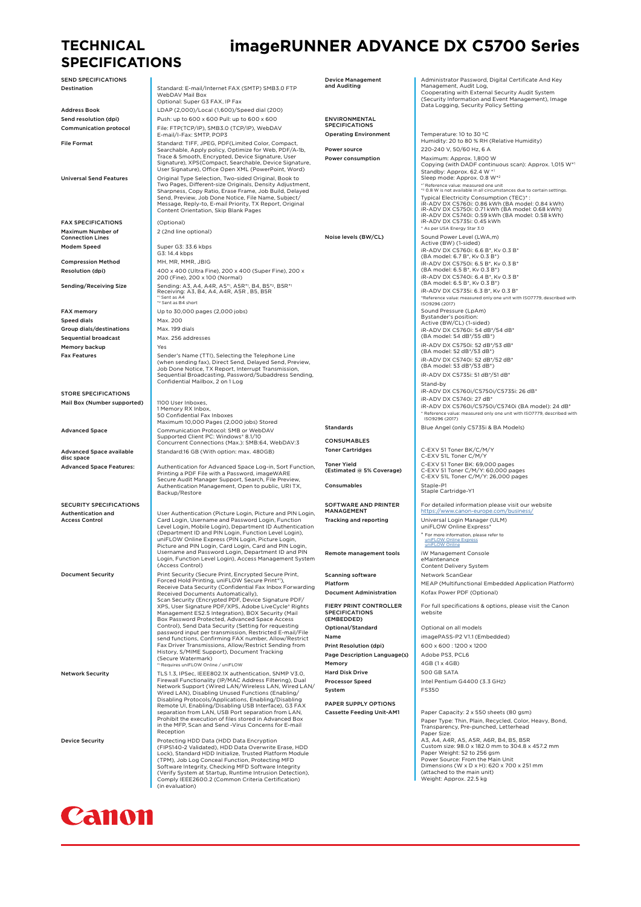# TECHNICAL SPECIFICATIONS

# imageRUNNER ADVANCE DX C5700 Series

## SEND SPECIFICATIONS

| | |
|---|---|
| Destination | Standard: E-mail/Internet FAX (SMTP) SMB3.0 FTP WebDAV Mail Box<br>Optional: Super G3 FAX, IP Fax |
| Address Book | LDAP (2,000)/Local (1,600)/Speed dial (200) |
| Send resolution (dpi) | Push: up to 600 x 600 Pull: up to 600 x 600 |
| Communication protocol | File: FTP(TCP/IP), SMB3.0 (TCP/IP), WebDAV<br>E-mail/I-Fax: SMTP, POP3 |
| File Format | Standard: TIFF, JPEG, PDF(Limited Color, Compact, Searchable, Apply policy, Optimize for Web, PDF/A-1b, Trace & Smooth, Encrypted, Device Signature, User Signature), XPS(Compact, Searchable, Device Signature, User Signature), Office Open XML (PowerPoint, Word) |
| Universal Send Features | Original Type Selection, Two-sided Original, Book to Two Pages, Different-size Originals, Density Adjustment, Sharpness, Copy Ratio, Erase Frame, Job Build, Delayed Send, Preview, Job Done Notice, File Name, Subject/Message, Reply-to, E-mail Priority, TX Report, Original Content Orientation, Skip Blank Pages |

## FAX SPECIFICATIONS

| | |
|---|---|
| | (Optional) |
| Maximum Number of Connection Lines | 2 (2nd line optional) |
| Modem Speed | Super G3: 33.6 kbps<br>G3: 14.4 kbps |
| Compression Method | MH, MR, MMR, JBIG |
| Resolution (dpi) | 400 x 400 (Ultra Fine), 200 x 400 (Super Fine), 200 x 200 (Fine), 200 x 100 (Normal) |
| Sending/Receiving Size | Sending: A3, A4, A4R, A5*1, A5R*1, B4, B5*2, B5R*1<br>Receiving: A3, B4, A4, A4R, A5R , B5, B5R<br>*1 Sent as A4<br>*2 Sent as B4 short |
| FAX memory | Up to 30,000 pages (2,000 jobs) |
| Speed dials | Max. 200 |
| Group dials/destinations | Max. 199 dials |
| Sequential broadcast | Max. 256 addresses |
| Memory backup | Yes |
| Fax Features | Sender's Name (TTI), Selecting the Telephone Line (when sending fax), Direct Send, Delayed Send, Preview, Job Done Notice, TX Report, Interrupt Transmission, Sequential Broadcasting, Password/Subaddress Sending, Confidential Mailbox, 2 on 1 Log |

## STORE SPECIFICATIONS

| | |
|---|---|
| Mail Box (Number supported) | 1100 User Inboxes,<br>1 Memory RX Inbox,<br>50 Confidential Fax Inboxes<br>Maximum 10,000 Pages (2,000 jobs) Stored |
| Advanced Space | Communication Protocol: SMB or WebDAV<br>Supported Client PC: Windows® 8.1/10<br>Concurrent Connections (Max.): SMB:64, WebDAV:3 |
| Advanced Space available disc space | Standard:16 GB (With option: max. 480GB) |
| Advanced Space Features: | Authentication for Advanced Space Log-in, Sort Function, Printing a PDF File with a Password, imageWARE Secure Audit Manager Support, Search, File Preview, Authentication Management, Open to public, URI TX, Backup/Restore |

## SECURITY SPECIFICATIONS

| | |
|---|---|
| Authentication and Access Control | User Authentication (Picture Login, Picture and PIN Login, Card Login, Username and Password Login, Function Level Login, Mobile Login), Department ID Authentication (Department ID and PIN Login, Function Level Login), uniFLOW Online Express (PIN Login, Picture Login, Picture and PIN Login, Card Login, Card and PIN Login, Username and Password Login, Department ID and PIN Login, Function Level Login), Access Management System (Access Control) |
| Document Security | Print Security (Secure Print, Encrypted Secure Print, Forced Hold Printing, uniFLOW Secure Print*1), Receive Data Security (Confidential Fax Inbox Forwarding Received Documents Automatically), Scan Security (Encrypted PDF, Device Signature PDF/XPS, User Signature PDF/XPS, Adobe LiveCycle® Rights Management ES2.5 Integration), BOX Security (Mail Box Password Protected, Advanced Space Access Control), Send Data Security (Setting for requesting password input per transmission, Restricted E-mail/File send functions, Confirming FAX number, Allow/Restrict Fax Driver Transmissions, Allow/Restrict Sending from History, S/MIME Support), Document Tracking (Secure Watermark)<br>*1 Requires uniFLOW Online / uniFLOW |
| Network Security | TLS 1.3, IPSec, IEEE802.1X authentication, SNMP V3.0, Firewall Functionality (IP/MAC Address Filtering), Dual Network Support (Wired LAN/Wireless LAN, Wired LAN/Wired LAN), Disabling Unused Functions (Enabling/Disabling Protocols/Applications, Enabling/Disabling Remote UI, Enabling/Disabling USB Interface), G3 FAX separation from LAN, USB Port separation from LAN, Prohibit the execution of files stored in Advanced Box in the MFP, Scan and Send -Virus Concerns for E-mail Reception |
| Device Security | Protecting HDD Data (HDD Data Encryption (FIPS140-2 Validated), HDD Data Overwrite Erase, HDD Lock), Standard HDD Initialize, Trusted Platform Module (TPM), Job Log Conceal Function, Protecting MFD Software Integrity, Checking MFD Software Integrity (Verify System at Startup, Runtime Intrusion Detection), Comply IEEE2600.2 (Common Criteria Certification) (in evaluation) |
| Device Management and Auditing | Administrator Password, Digital Certificate And Key Management, Audit Log,<br>Cooperating with External Security Audit System (Security Information and Event Management), Image Data Logging, Security Policy Setting |

## ENVIRONMENTAL SPECIFICATIONS

| | |
|---|---|
| Operating Environment | Temperature: 10 to 30 ºC<br>Humidity: 20 to 80 % RH (Relative Humidity) |
| Power source | 220-240 V, 50/60 Hz, 6 A |
| Power consumption | Maximum: Approx. 1,800 W<br>Copying (with DADF continuous scan): Approx. 1,015 W*1<br>Standby: Approx. 62.4 W *1<br>Sleep mode: Approx. 0.8 W*2<br>*1 Reference value: measured one unit<br>*2 0.8 W is not available in all circumstances due to certain settings.<br>Typical Electricity Consumption (TEC)* :<br>iR-ADV DX C5760i: 0.86 kWh (BA model: 0.84 kWh)<br>iR-ADV DX C5750i: 0.71 kWh (BA model: 0.68 kWh)<br>iR-ADV DX C5740i: 0.59 kWh (BA model: 0.58 kWh)<br>iR-ADV DX C5735i: 0.45 kWh<br>* As per USA Energy Star 3.0 |
| Noise levels (BW/CL) | Sound Power Level (LWA,m)<br>Active (BW) (1-sided)<br>iR-ADV DX C5760i: 6.6 B*, Kv 0.3 B*<br>(BA model: 6.7 B*, Kv 0.3 B*)<br>iR-ADV DX C5750i: 6.5 B*, Kv 0.3 B*<br>(BA model: 6.5 B*, Kv 0.3 B*)<br>iR-ADV DX C5740i: 6.4 B*, Kv 0.3 B*<br>(BA model: 6.5 B*, Kv 0.3 B*)<br>iR-ADV DX C5735i: 6.3 B*, Kv 0.3 B*<br>*Reference value: measured only one unit with ISO7779, described with ISO9296 (2017)<br>Sound Pressure (LpAm)<br>Bystander's position:<br>Active (BW/CL) (1-sided)<br>iR-ADV DX C5760i: 54 dB*/54 dB*<br>(BA model: 54 dB*/55 dB*)<br>iR-ADV DX C5750i: 52 dB*/53 dB*<br>(BA model: 52 dB*/53 dB*)<br>iR-ADV DX C5740i: 52 dB*/52 dB*<br>(BA model: 53 dB*/53 dB*)<br>iR-ADV DX C5735i: 51 dB*/51 dB*<br>Stand-by<br>iR-ADV DX C5760i/C5750i/C5735i: 26 dB*<br>iR-ADV DX C5740i: 27 dB*<br>iR-ADV DX C5760i/C5750i/C5740i (BA model): 24 dB*<br>* Reference value: measured only one unit with ISO7779, described with ISO9296 (2017) |
| Standards | Blue Angel (only C5735i & BA Models) |

## CONSUMABLES

| | |
|---|---|
| Toner Cartridges | C-EXV 51 Toner BK/C/M/Y<br>C-EXV 51L Toner C/M/Y |
| Toner Yield (Estimated @ 5% Coverage) | C-EXV 51 Toner BK: 69,000 pages<br>C-EXV 51 Toner C/M/Y: 60,000 pages<br>C-EXV 51L Toner C/M/Y: 26,000 pages |
| Consumables | Staple-P1<br>Staple Cartridge-Y1 |

## SOFTWARE AND PRINTER MANAGEMENT

| | |
|---|---|
| | For detailed information please visit our website https://www.canon-europe.com/business/ |
| Tracking and reporting | Universal Login Manager (ULM)<br>uniFLOW Online Express*<br>* For more information, please refer to uniFLOW Online Express uniFLOW Online |
| Remote management tools | iW Management Console<br>eMaintenance<br>Content Delivery System |
| Scanning software | Network ScanGear |
| Platform | MEAP (Multifunctional Embedded Application Platform) |
| Document Administration | Kofax Power PDF (Optional) |

## FIERY PRINT CONTROLLER SPECIFICATIONS (EMBEDDED)

| | |
|---|---|
| | For full specifications & options, please visit the Canon website |
| Optional/Standard | Optional on all models |
| Name | imagePASS-P2 V1.1 (Embedded) |
| Print Resolution (dpi) | 600 x 600 : 1200 x 1200 |
| Page Description Language(s) | Adobe PS3, PCL6 |
| Memory | 4GB (1 x 4GB) |
| Hard Disk Drive | 500 GB SATA |
| Processor Speed | Intel Pentium G4400 (3.3 GHz) |
| System | FS350 |

## PAPER SUPPLY OPTIONS

| | |
|---|---|
| Cassette Feeding Unit-AM1 | Paper Capacity: 2 x 550 sheets (80 gsm)<br>Paper Type: Thin, Plain, Recycled, Color, Heavy, Bond, Transparency, Pre-punched, Letterhead<br>Paper Size:<br>A3, A4, A4R, A5, A5R, A6R, B4, B5, B5R<br>Custom size: 98.0 x 182.0 mm to 304.8 x 457.2 mm<br>Paper Weight: 52 to 256 gsm<br>Power Source: From the Main Unit<br>Dimensions (W x D x H): 620 x 700 x 251 mm (attached to the main unit)<br>Weight: Approx. 22.5 kg |

Canon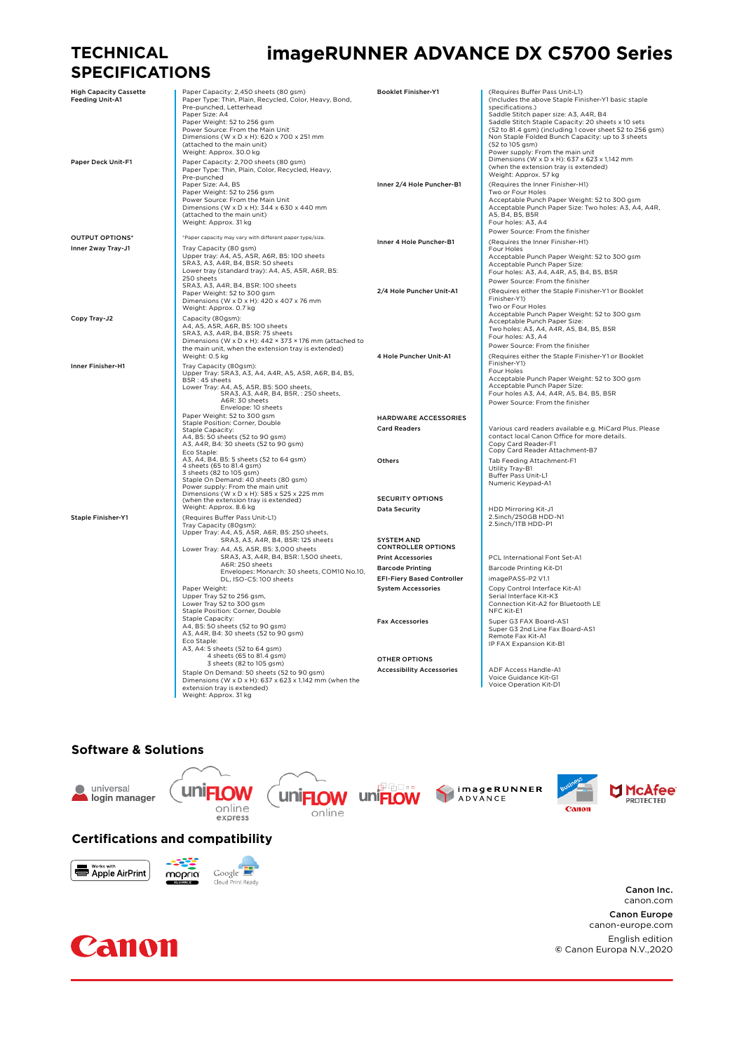# TECHNICAL SPECIFICATIONS

# imageRUNNER ADVANCE DX C5700 Series

**High Capacity Cassette Feeding Unit-A1**

Paper Capacity: 2,450 sheets (80 gsm)
Paper Type: Thin, Plain, Recycled, Color, Heavy, Bond, Pre-punched, Letterhead
Paper Size: A4
Paper Weight: 52 to 256 gsm
Power Source: From the Main Unit
Dimensions (W x D x H): 620 x 700 x 251 mm (attached to the main unit)
Weight: Approx. 30.0 kg

**Paper Deck Unit-F1**

Paper Capacity: 2,700 sheets (80 gsm)
Paper Type: Thin, Plain, Color, Recycled, Heavy, Pre-punched
Paper Size: A4, B5
Paper Weight: 52 to 256 gsm
Power Source: From the Main Unit
Dimensions (W x D x H): 344 x 630 x 440 mm (attached to the main unit)
Weight: Approx. 31 kg

**OUTPUT OPTIONS***

*Paper capacity may vary with different paper type/size.

**Inner 2way Tray-J1**

Tray Capacity (80 gsm)
Upper tray: A4, A5, A5R, A6R, B5: 100 sheets
SRA3, A3, A4R, B4, B5R: 50 sheets
Lower tray (standard tray): A4, A5, A5R, A6R, B5: 250 sheets
SRA3, A3, A4R, B4, B5R: 100 sheets
Paper Weight: 52 to 300 gsm
Dimensions (W x D x H): 420 x 407 x 76 mm
Weight: Approx. 0.7 kg

**Copy Tray-J2**

Capacity (80gsm):
A4, A5, A5R, A6R, B5: 100 sheets
SRA3, A3, A4R, B4, B5R: 75 sheets
Dimensions (W x D x H): 442 × 373 × 176 mm (attached to the main unit, when the extension tray is extended)
Weight: 0.5 kg

**Inner Finisher-H1**

Tray Capacity (80gsm):
Upper Tray: SRA3, A3, A4, A4R, A5, A5R, A6R, B4, B5, B5R : 45 sheets
Lower Tray: A4, A5, A5R, B5: 500 sheets,
SRA3, A3, A4R, B4, B5R, : 250 sheets,
A6R: 30 sheets
Envelope: 10 sheets
Paper Weight: 52 to 300 gsm
Staple Position: Corner, Double
Staple Capacity:
A4, B5: 50 sheets (52 to 90 gsm)
A3, A4R, B4: 30 sheets (52 to 90 gsm)
Eco Staple:
A3, A4, B4, B5: 5 sheets (52 to 64 gsm)
4 sheets (65 to 81.4 gsm)
3 sheets (82 to 105 gsm)
Staple On Demand: 40 sheets (80 gsm)
Power supply: From the main unit
Dimensions (W x D x H): 585 x 525 x 225 mm (when the extension tray is extended)
Weight: Approx. 8.6 kg

**Staple Finisher-Y1**

(Requires Buffer Pass Unit-L1)
Tray Capacity (80gsm):
Upper Tray: A4, A5, A5R, A6R, B5: 250 sheets,
SRA3, A3, A4R, B4, B5R: 125 sheets
Lower Tray: A4, A5, A5R, B5: 3,000 sheets
SRA3, A3, A4R, B4, B5R: 1,500 sheets,
A6R: 250 sheets
Envelopes: Monarch: 30 sheets, COM10 No.10, DL, ISO-C5: 100 sheets
Paper Weight:
Upper Tray 52 to 256 gsm,
Lower Tray 52 to 300 gsm
Staple Position: Corner, Double
Staple Capacity:
A4, B5: 50 sheets (52 to 90 gsm)
A3, A4R, B4: 30 sheets (52 to 90 gsm)
Eco Staple:
A3, A4: 5 sheets (52 to 64 gsm)
4 sheets (65 to 81.4 gsm)
3 sheets (82 to 105 gsm)
Staple On Demand: 50 sheets (52 to 90 gsm)
Dimensions (W x D x H): 637 x 623 x 1,142 mm (when the extension tray is extended)
Weight: Approx. 31 kg

**Booklet Finisher-Y1**

(Requires Buffer Pass Unit-L1)
(Includes the above Staple Finisher-Y1 basic staple specifications.)
Saddle Stitch paper size: A3, A4R, B4
Saddle Stitch Staple Capacity: 20 sheets x 10 sets (52 to 81.4 gsm) (including 1 cover sheet 52 to 256 gsm)
Non Staple Folded Bunch Capacity: up to 3 sheets (52 to 105 gsm)
Power supply: From the main unit
Dimensions (W x D x H): 637 x 623 x 1,142 mm (when the extension tray is extended)
Weight: Approx. 57 kg

**Inner 2/4 Hole Puncher-B1**

(Requires the Inner Finisher-H1)
Two or Four Holes
Acceptable Punch Paper Weight: 52 to 300 gsm
Acceptable Punch Paper Size: Two holes: A3, A4, A4R, A5, B4, B5, B5R
Four holes: A3, A4
Power Source: From the finisher

**Inner 4 Hole Puncher-B1**

(Requires the Inner Finisher-H1)
Four Holes
Acceptable Punch Paper Weight: 52 to 300 gsm
Acceptable Punch Paper Size:
Four holes: A3, A4, A4R, A5, B4, B5, B5R
Power Source: From the finisher

**2/4 Hole Puncher Unit-A1**

(Requires either the Staple Finisher-Y1 or Booklet Finisher-Y1)
Two or Four Holes
Acceptable Punch Paper Weight: 52 to 300 gsm
Acceptable Punch Paper Size:
Two holes: A3, A4, A4R, A5, B4, B5, B5R
Four holes: A3, A4
Power Source: From the finisher

**4 Hole Puncher Unit-A1**

(Requires either the Staple Finisher-Y1 or Booklet Finisher-Y1)
Four Holes
Acceptable Punch Paper Weight: 52 to 300 gsm
Acceptable Punch Paper Size:
Four holes A3, A4, A4R, A5, B4, B5, B5R
Power Source: From the finisher

**HARDWARE ACCESSORIES**

**Card Readers**

Various card readers available e.g. MiCard Plus. Please contact local Canon Office for more details.
Copy Card Reader-F1
Copy Card Reader Attachment-B7

**Others**

Tab Feeding Attachment-F1
Utility Tray-B1
Buffer Pass Unit-L1
Numeric Keypad-A1

**SECURITY OPTIONS**

**Data Security**

HDD Mirroring Kit-J1
2.5inch/250GB HDD-N1
2.5inch/1TB HDD-P1

**SYSTEM AND CONTROLLER OPTIONS**

**Print Accessories**

PCL International Font Set-A1

**Barcode Printing**

Barcode Printing Kit-D1

**EFI-Fiery Based Controller**

imagePASS-P2 V1.1

**System Accessories**

Copy Control Interface Kit-A1
Serial Interface Kit-K3
Connection Kit-A2 for Bluetooth LE
NFC Kit-E1

**Fax Accessories**

Super G3 FAX Board-AS1
Super G3 2nd Line Fax Board-AS1
Remote Fax Kit-A1
IP FAX Expansion Kit-B1

**OTHER OPTIONS**

**Accessibility Accessories**

ADF Access Handle-A1
Voice Guidance Kit-G1
Voice Operation Kit-D1

## Software & Solutions

## Certifications and compatibility

**Canon Inc.**
canon.com

**Canon Europe**
canon-europe.com

English edition
© Canon Europa N.V.,2020